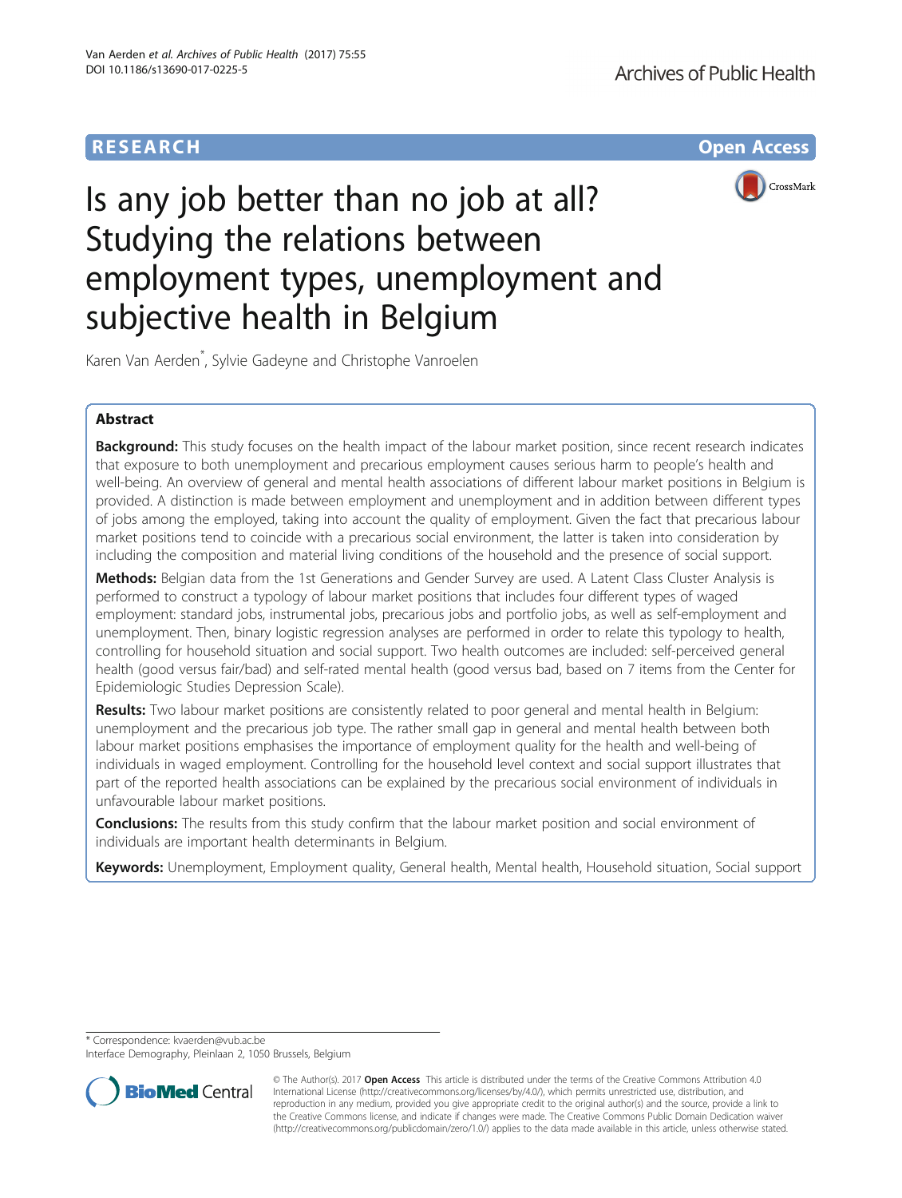RESEARCH Open Access

# Is any job better than no job at all? Studying the relations between employment types, unemployment and subjective health in Belgium

Karen Van Aerden*, Sylvie Gadeyne and Christophe Vanroelen

## Abstract

**Background:** This study focuses on the health impact of the labour market position, since recent research indicates that exposure to both unemployment and precarious employment causes serious harm to people's health and well-being. An overview of general and mental health associations of different labour market positions in Belgium is provided. A distinction is made between employment and unemployment and in addition between different types of jobs among the employed, taking into account the quality of employment. Given the fact that precarious labour market positions tend to coincide with a precarious social environment, the latter is taken into consideration by including the composition and material living conditions of the household and the presence of social support.

**Methods:** Belgian data from the 1st Generations and Gender Survey are used. A Latent Class Cluster Analysis is performed to construct a typology of labour market positions that includes four different types of waged employment: standard jobs, instrumental jobs, precarious jobs and portfolio jobs, as well as self-employment and unemployment. Then, binary logistic regression analyses are performed in order to relate this typology to health, controlling for household situation and social support. Two health outcomes are included: self-perceived general health (good versus fair/bad) and self-rated mental health (good versus bad, based on 7 items from the Center for Epidemiologic Studies Depression Scale).

**Results:** Two labour market positions are consistently related to poor general and mental health in Belgium: unemployment and the precarious job type. The rather small gap in general and mental health between both labour market positions emphasises the importance of employment quality for the health and well-being of individuals in waged employment. Controlling for the household level context and social support illustrates that part of the reported health associations can be explained by the precarious social environment of individuals in unfavourable labour market positions.

**Conclusions:** The results from this study confirm that the labour market position and social environment of individuals are important health determinants in Belgium.

**Keywords:** Unemployment, Employment quality, General health, Mental health, Household situation, Social support

* Correspondence: kvaerden@vub.ac.be
Interface Demography, Pleinlaan 2, 1050 Brussels, Belgium

© The Author(s). 2017 **Open Access** This article is distributed under the terms of the Creative Commons Attribution 4.0 International License (http://creativecommons.org/licenses/by/4.0/), which permits unrestricted use, distribution, and reproduction in any medium, provided you give appropriate credit to the original author(s) and the source, provide a link to the Creative Commons license, and indicate if changes were made. The Creative Commons Public Domain Dedication waiver (http://creativecommons.org/publicdomain/zero/1.0/) applies to the data made available in this article, unless otherwise stated.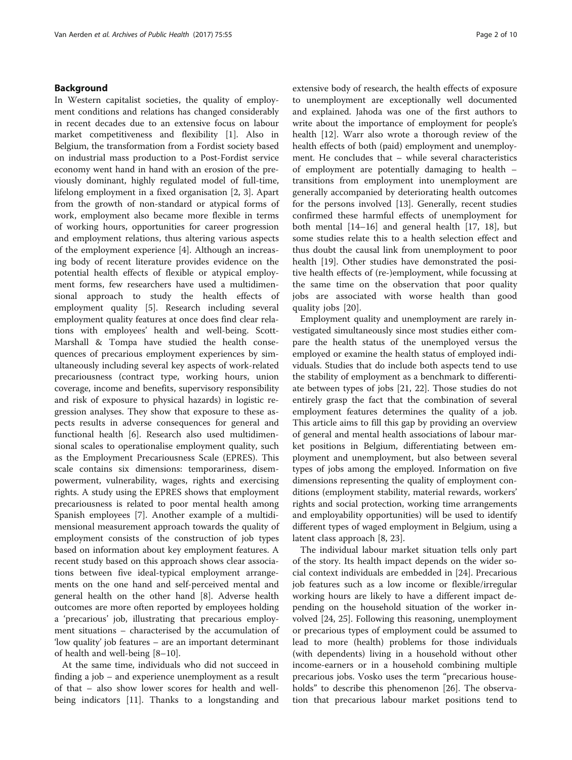## Background

In Western capitalist societies, the quality of employment conditions and relations has changed considerably in recent decades due to an extensive focus on labour market competitiveness and flexibility [1]. Also in Belgium, the transformation from a Fordist society based on industrial mass production to a Post-Fordist service economy went hand in hand with an erosion of the previously dominant, highly regulated model of full-time, lifelong employment in a fixed organisation [2, 3]. Apart from the growth of non-standard or atypical forms of work, employment also became more flexible in terms of working hours, opportunities for career progression and employment relations, thus altering various aspects of the employment experience [4]. Although an increasing body of recent literature provides evidence on the potential health effects of flexible or atypical employment forms, few researchers have used a multidimensional approach to study the health effects of employment quality [5]. Research including several employment quality features at once does find clear relations with employees' health and well-being. Scott-Marshall & Tompa have studied the health consequences of precarious employment experiences by simultaneously including several key aspects of work-related precariousness (contract type, working hours, union coverage, income and benefits, supervisory responsibility and risk of exposure to physical hazards) in logistic regression analyses. They show that exposure to these aspects results in adverse consequences for general and functional health [6]. Research also used multidimensional scales to operationalise employment quality, such as the Employment Precariousness Scale (EPRES). This scale contains six dimensions: temporariness, disempowerment, vulnerability, wages, rights and exercising rights. A study using the EPRES shows that employment precariousness is related to poor mental health among Spanish employees [7]. Another example of a multidimensional measurement approach towards the quality of employment consists of the construction of job types based on information about key employment features. A recent study based on this approach shows clear associations between five ideal-typical employment arrangements on the one hand and self-perceived mental and general health on the other hand [8]. Adverse health outcomes are more often reported by employees holding a 'precarious' job, illustrating that precarious employment situations – characterised by the accumulation of 'low quality' job features – are an important determinant of health and well-being [8–10].

At the same time, individuals who did not succeed in finding a job – and experience unemployment as a result of that – also show lower scores for health and well-being indicators [11]. Thanks to a longstanding and extensive body of research, the health effects of exposure to unemployment are exceptionally well documented and explained. Jahoda was one of the first authors to write about the importance of employment for people's health [12]. Warr also wrote a thorough review of the health effects of both (paid) employment and unemployment. He concludes that – while several characteristics of employment are potentially damaging to health – transitions from employment into unemployment are generally accompanied by deteriorating health outcomes for the persons involved [13]. Generally, recent studies confirmed these harmful effects of unemployment for both mental [14–16] and general health [17, 18], but some studies relate this to a health selection effect and thus doubt the causal link from unemployment to poor health [19]. Other studies have demonstrated the positive health effects of (re-)employment, while focussing at the same time on the observation that poor quality jobs are associated with worse health than good quality jobs [20].

Employment quality and unemployment are rarely investigated simultaneously since most studies either compare the health status of the unemployed versus the employed or examine the health status of employed individuals. Studies that do include both aspects tend to use the stability of employment as a benchmark to differentiate between types of jobs [21, 22]. Those studies do not entirely grasp the fact that the combination of several employment features determines the quality of a job. This article aims to fill this gap by providing an overview of general and mental health associations of labour market positions in Belgium, differentiating between employment and unemployment, but also between several types of jobs among the employed. Information on five dimensions representing the quality of employment conditions (employment stability, material rewards, workers' rights and social protection, working time arrangements and employability opportunities) will be used to identify different types of waged employment in Belgium, using a latent class approach [8, 23].

The individual labour market situation tells only part of the story. Its health impact depends on the wider social context individuals are embedded in [24]. Precarious job features such as a low income or flexible/irregular working hours are likely to have a different impact depending on the household situation of the worker involved [24, 25]. Following this reasoning, unemployment or precarious types of employment could be assumed to lead to more (health) problems for those individuals (with dependents) living in a household without other income-earners or in a household combining multiple precarious jobs. Vosko uses the term "precarious households" to describe this phenomenon [26]. The observation that precarious labour market positions tend to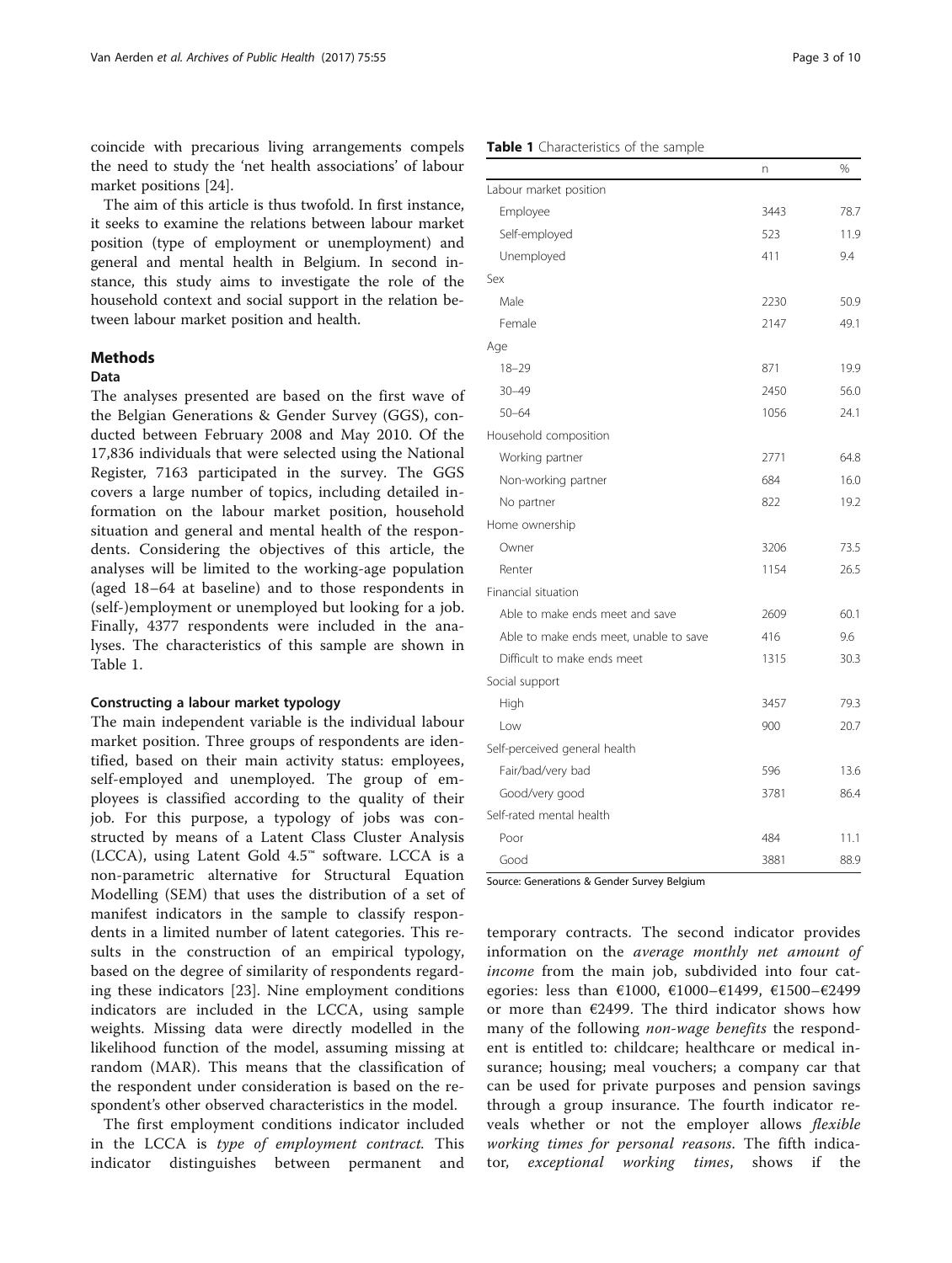coincide with precarious living arrangements compels the need to study the 'net health associations' of labour market positions [24].

The aim of this article is thus twofold. In first instance, it seeks to examine the relations between labour market position (type of employment or unemployment) and general and mental health in Belgium. In second instance, this study aims to investigate the role of the household context and social support in the relation between labour market position and health.

## Methods

### Data

The analyses presented are based on the first wave of the Belgian Generations & Gender Survey (GGS), conducted between February 2008 and May 2010. Of the 17,836 individuals that were selected using the National Register, 7163 participated in the survey. The GGS covers a large number of topics, including detailed information on the labour market position, household situation and general and mental health of the respondents. Considering the objectives of this article, the analyses will be limited to the working-age population (aged 18–64 at baseline) and to those respondents in (self-)employment or unemployed but looking for a job. Finally, 4377 respondents were included in the analyses. The characteristics of this sample are shown in Table 1.

**Table 1** Characteristics of the sample

| | n | % |
|---|---|---|
| Labour market position | | |
| Employee | 3443 | 78.7 |
| Self-employed | 523 | 11.9 |
| Unemployed | 411 | 9.4 |
| Sex | | |
| Male | 2230 | 50.9 |
| Female | 2147 | 49.1 |
| Age | | |
| 18–29 | 871 | 19.9 |
| 30–49 | 2450 | 56.0 |
| 50–64 | 1056 | 24.1 |
| Household composition | | |
| Working partner | 2771 | 64.8 |
| Non-working partner | 684 | 16.0 |
| No partner | 822 | 19.2 |
| Home ownership | | |
| Owner | 3206 | 73.5 |
| Renter | 1154 | 26.5 |
| Financial situation | | |
| Able to make ends meet and save | 2609 | 60.1 |
| Able to make ends meet, unable to save | 416 | 9.6 |
| Difficult to make ends meet | 1315 | 30.3 |
| Social support | | |
| High | 3457 | 79.3 |
| Low | 900 | 20.7 |
| Self-perceived general health | | |
| Fair/bad/very bad | 596 | 13.6 |
| Good/very good | 3781 | 86.4 |
| Self-rated mental health | | |
| Poor | 484 | 11.1 |
| Good | 3881 | 88.9 |

Source: Generations & Gender Survey Belgium

### Constructing a labour market typology

The main independent variable is the individual labour market position. Three groups of respondents are identified, based on their main activity status: employees, self-employed and unemployed. The group of employees is classified according to the quality of their job. For this purpose, a typology of jobs was constructed by means of a Latent Class Cluster Analysis (LCCA), using Latent Gold 4.5™ software. LCCA is a non-parametric alternative for Structural Equation Modelling (SEM) that uses the distribution of a set of manifest indicators in the sample to classify respondents in a limited number of latent categories. This results in the construction of an empirical typology, based on the degree of similarity of respondents regarding these indicators [23]. Nine employment conditions indicators are included in the LCCA, using sample weights. Missing data were directly modelled in the likelihood function of the model, assuming missing at random (MAR). This means that the classification of the respondent under consideration is based on the respondent's other observed characteristics in the model.

The first employment conditions indicator included in the LCCA is *type of employment contract*. This indicator distinguishes between permanent and temporary contracts. The second indicator provides information on the *average monthly net amount of income* from the main job, subdivided into four categories: less than €1000, €1000–€1499, €1500–€2499 or more than €2499. The third indicator shows how many of the following *non-wage benefits* the respondent is entitled to: childcare; healthcare or medical insurance; housing; meal vouchers; a company car that can be used for private purposes and pension savings through a group insurance. The fourth indicator reveals whether or not the employer allows *flexible working times for personal reasons*. The fifth indicator, *exceptional working times*, shows if the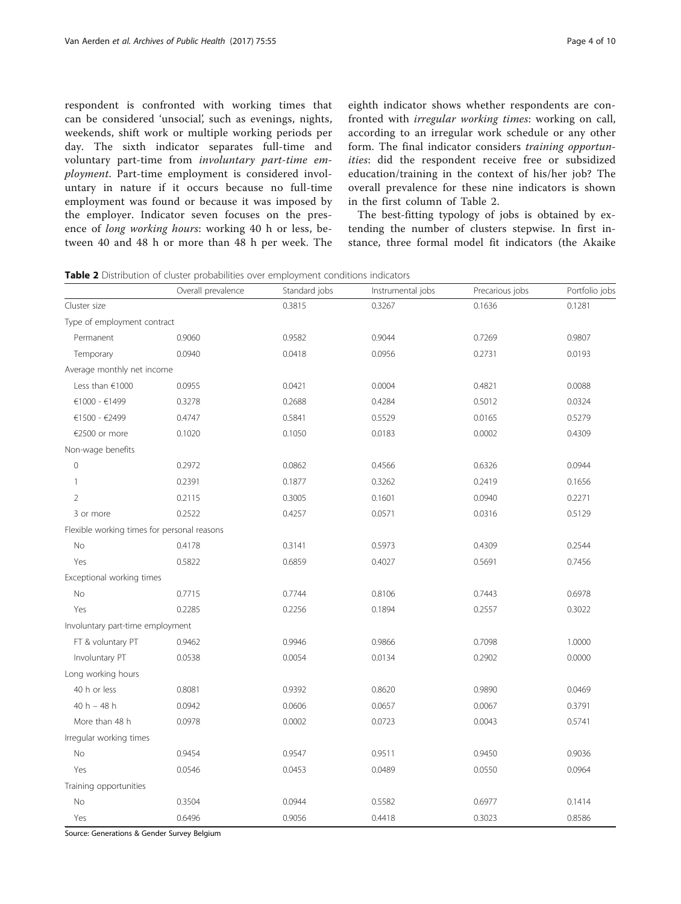respondent is confronted with working times that can be considered 'unsocial', such as evenings, nights, weekends, shift work or multiple working periods per day. The sixth indicator separates full-time and voluntary part-time from *involuntary part-time employment*. Part-time employment is considered involuntary in nature if it occurs because no full-time employment was found or because it was imposed by the employer. Indicator seven focuses on the presence of *long working hours*: working 40 h or less, between 40 and 48 h or more than 48 h per week. The eighth indicator shows whether respondents are confronted with *irregular working times*: working on call, according to an irregular work schedule or any other form. The final indicator considers *training opportunities*: did the respondent receive free or subsidized education/training in the context of his/her job? The overall prevalence for these nine indicators is shown in the first column of Table 2.

The best-fitting typology of jobs is obtained by extending the number of clusters stepwise. In first instance, three formal model fit indicators (the Akaike

**Table 2** Distribution of cluster probabilities over employment conditions indicators

| | Overall prevalence | Standard jobs | Instrumental jobs | Precarious jobs | Portfolio jobs |
|---|---|---|---|---|---|
| Cluster size | | 0.3815 | 0.3267 | 0.1636 | 0.1281 |
| Type of employment contract | | | | | |
| Permanent | 0.9060 | 0.9582 | 0.9044 | 0.7269 | 0.9807 |
| Temporary | 0.0940 | 0.0418 | 0.0956 | 0.2731 | 0.0193 |
| Average monthly net income | | | | | |
| Less than €1000 | 0.0955 | 0.0421 | 0.0004 | 0.4821 | 0.0088 |
| €1000 - €1499 | 0.3278 | 0.2688 | 0.4284 | 0.5012 | 0.0324 |
| €1500 - €2499 | 0.4747 | 0.5841 | 0.5529 | 0.0165 | 0.5279 |
| €2500 or more | 0.1020 | 0.1050 | 0.0183 | 0.0002 | 0.4309 |
| Non-wage benefits | | | | | |
| 0 | 0.2972 | 0.0862 | 0.4566 | 0.6326 | 0.0944 |
| 1 | 0.2391 | 0.1877 | 0.3262 | 0.2419 | 0.1656 |
| 2 | 0.2115 | 0.3005 | 0.1601 | 0.0940 | 0.2271 |
| 3 or more | 0.2522 | 0.4257 | 0.0571 | 0.0316 | 0.5129 |
| Flexible working times for personal reasons | | | | | |
| No | 0.4178 | 0.3141 | 0.5973 | 0.4309 | 0.2544 |
| Yes | 0.5822 | 0.6859 | 0.4027 | 0.5691 | 0.7456 |
| Exceptional working times | | | | | |
| No | 0.7715 | 0.7744 | 0.8106 | 0.7443 | 0.6978 |
| Yes | 0.2285 | 0.2256 | 0.1894 | 0.2557 | 0.3022 |
| Involuntary part-time employment | | | | | |
| FT & voluntary PT | 0.9462 | 0.9946 | 0.9866 | 0.7098 | 1.0000 |
| Involuntary PT | 0.0538 | 0.0054 | 0.0134 | 0.2902 | 0.0000 |
| Long working hours | | | | | |
| 40 h or less | 0.8081 | 0.9392 | 0.8620 | 0.9890 | 0.0469 |
| 40 h – 48 h | 0.0942 | 0.0606 | 0.0657 | 0.0067 | 0.3791 |
| More than 48 h | 0.0978 | 0.0002 | 0.0723 | 0.0043 | 0.5741 |
| Irregular working times | | | | | |
| No | 0.9454 | 0.9547 | 0.9511 | 0.9450 | 0.9036 |
| Yes | 0.0546 | 0.0453 | 0.0489 | 0.0550 | 0.0964 |
| Training opportunities | | | | | |
| No | 0.3504 | 0.0944 | 0.5582 | 0.6977 | 0.1414 |
| Yes | 0.6496 | 0.9056 | 0.4418 | 0.3023 | 0.8586 |

Source: Generations & Gender Survey Belgium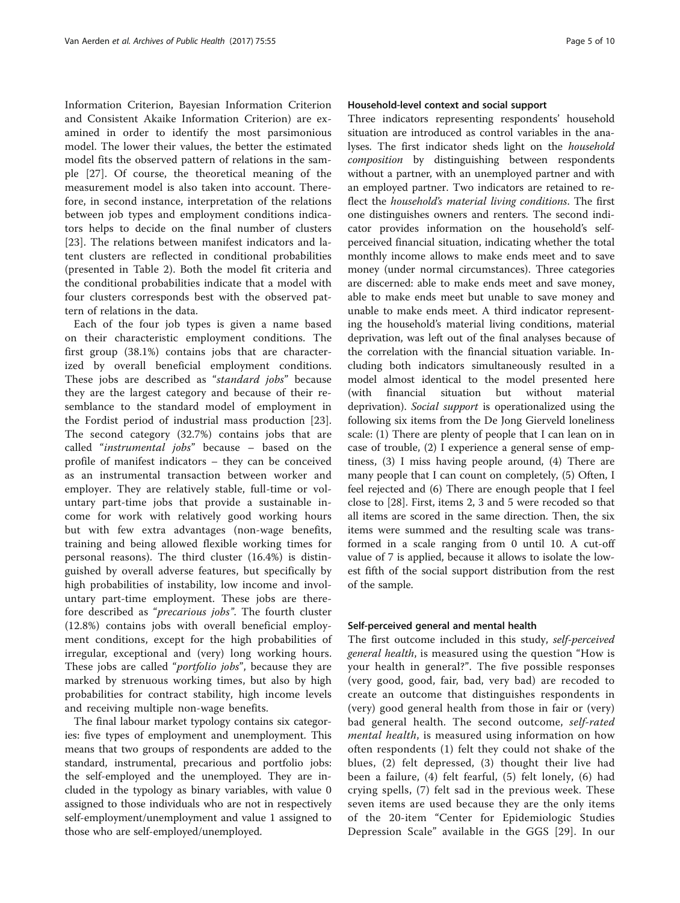Information Criterion, Bayesian Information Criterion and Consistent Akaike Information Criterion) are examined in order to identify the most parsimonious model. The lower their values, the better the estimated model fits the observed pattern of relations in the sample [27]. Of course, the theoretical meaning of the measurement model is also taken into account. Therefore, in second instance, interpretation of the relations between job types and employment conditions indicators helps to decide on the final number of clusters [23]. The relations between manifest indicators and latent clusters are reflected in conditional probabilities (presented in Table 2). Both the model fit criteria and the conditional probabilities indicate that a model with four clusters corresponds best with the observed pattern of relations in the data.

Each of the four job types is given a name based on their characteristic employment conditions. The first group (38.1%) contains jobs that are characterized by overall beneficial employment conditions. These jobs are described as "*standard jobs*" because they are the largest category and because of their resemblance to the standard model of employment in the Fordist period of industrial mass production [23]. The second category (32.7%) contains jobs that are called "*instrumental jobs*" because – based on the profile of manifest indicators – they can be conceived as an instrumental transaction between worker and employer. They are relatively stable, full-time or voluntary part-time jobs that provide a sustainable income for work with relatively good working hours but with few extra advantages (non-wage benefits, training and being allowed flexible working times for personal reasons). The third cluster (16.4%) is distinguished by overall adverse features, but specifically by high probabilities of instability, low income and involuntary part-time employment. These jobs are therefore described as "*precarious jobs*". The fourth cluster (12.8%) contains jobs with overall beneficial employment conditions, except for the high probabilities of irregular, exceptional and (very) long working hours. These jobs are called "*portfolio jobs*", because they are marked by strenuous working times, but also by high probabilities for contract stability, high income levels and receiving multiple non-wage benefits.

The final labour market typology contains six categories: five types of employment and unemployment. This means that two groups of respondents are added to the standard, instrumental, precarious and portfolio jobs: the self-employed and the unemployed. They are included in the typology as binary variables, with value 0 assigned to those individuals who are not in respectively self-employment/unemployment and value 1 assigned to those who are self-employed/unemployed.

#### Household-level context and social support

Three indicators representing respondents' household situation are introduced as control variables in the analyses. The first indicator sheds light on the *household composition* by distinguishing between respondents without a partner, with an unemployed partner and with an employed partner. Two indicators are retained to reflect the *household's material living conditions*. The first one distinguishes owners and renters. The second indicator provides information on the household's self-perceived financial situation, indicating whether the total monthly income allows to make ends meet and to save money (under normal circumstances). Three categories are discerned: able to make ends meet and save money, able to make ends meet but unable to save money and unable to make ends meet. A third indicator representing the household's material living conditions, material deprivation, was left out of the final analyses because of the correlation with the financial situation variable. Including both indicators simultaneously resulted in a model almost identical to the model presented here (with financial situation but without material deprivation). *Social support* is operationalized using the following six items from the De Jong Gierveld loneliness scale: (1) There are plenty of people that I can lean on in case of trouble, (2) I experience a general sense of emptiness, (3) I miss having people around, (4) There are many people that I can count on completely, (5) Often, I feel rejected and (6) There are enough people that I feel close to [28]. First, items 2, 3 and 5 were recoded so that all items are scored in the same direction. Then, the six items were summed and the resulting scale was transformed in a scale ranging from 0 until 10. A cut-off value of 7 is applied, because it allows to isolate the lowest fifth of the social support distribution from the rest of the sample.

#### Self-perceived general and mental health

The first outcome included in this study, *self-perceived general health*, is measured using the question "How is your health in general?". The five possible responses (very good, good, fair, bad, very bad) are recoded to create an outcome that distinguishes respondents in (very) good general health from those in fair or (very) bad general health. The second outcome, *self-rated mental health*, is measured using information on how often respondents (1) felt they could not shake of the blues, (2) felt depressed, (3) thought their live had been a failure, (4) felt fearful, (5) felt lonely, (6) had crying spells, (7) felt sad in the previous week. These seven items are used because they are the only items of the 20-item "Center for Epidemiologic Studies Depression Scale" available in the GGS [29]. In our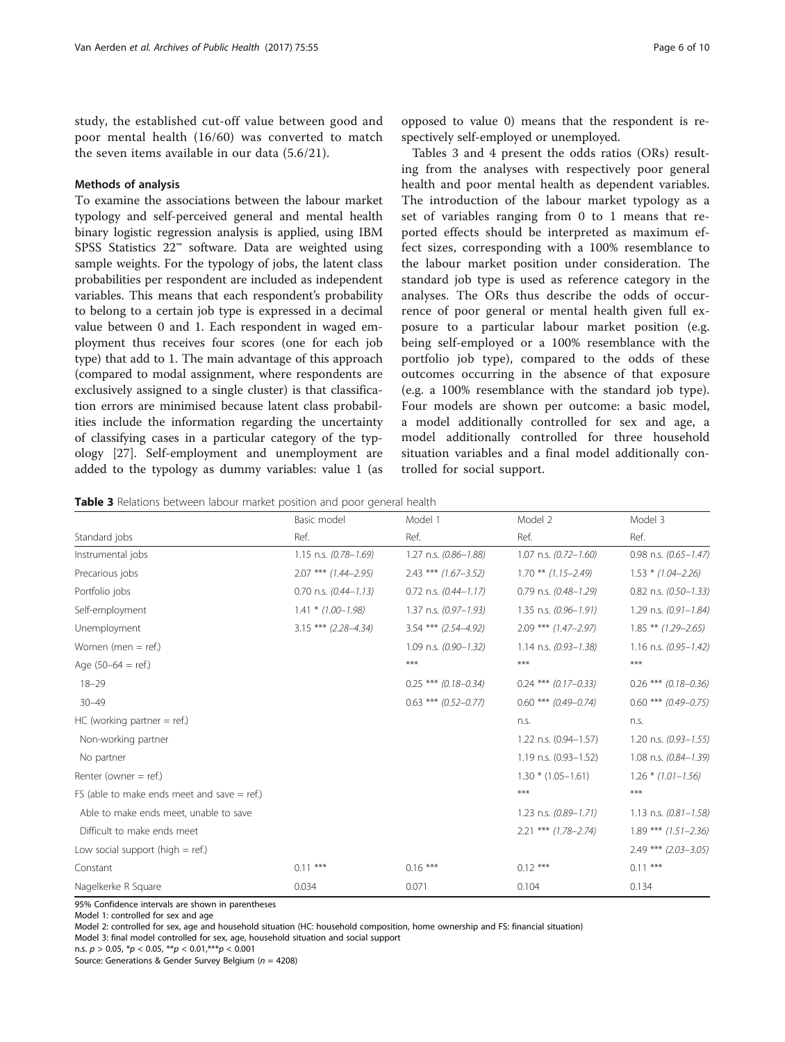study, the established cut-off value between good and poor mental health (16/60) was converted to match the seven items available in our data (5.6/21).

### Methods of analysis

To examine the associations between the labour market typology and self-perceived general and mental health binary logistic regression analysis is applied, using IBM SPSS Statistics 22™ software. Data are weighted using sample weights. For the typology of jobs, the latent class probabilities per respondent are included as independent variables. This means that each respondent's probability to belong to a certain job type is expressed in a decimal value between 0 and 1. Each respondent in waged employment thus receives four scores (one for each job type) that add to 1. The main advantage of this approach (compared to modal assignment, where respondents are exclusively assigned to a single cluster) is that classification errors are minimised because latent class probabilities include the information regarding the uncertainty of classifying cases in a particular category of the typology [27]. Self-employment and unemployment are added to the typology as dummy variables: value 1 (as opposed to value 0) means that the respondent is respectively self-employed or unemployed.

Tables 3 and 4 present the odds ratios (ORs) resulting from the analyses with respectively poor general health and poor mental health as dependent variables. The introduction of the labour market typology as a set of variables ranging from 0 to 1 means that reported effects should be interpreted as maximum effect sizes, corresponding with a 100% resemblance to the labour market position under consideration. The standard job type is used as reference category in the analyses. The ORs thus describe the odds of occurrence of poor general or mental health given full exposure to a particular labour market position (e.g. being self-employed or a 100% resemblance with the portfolio job type), compared to the odds of these outcomes occurring in the absence of that exposure (e.g. a 100% resemblance with the standard job type). Four models are shown per outcome: a basic model, a model additionally controlled for sex and age, a model additionally controlled for three household situation variables and a final model additionally controlled for social support.

**Table 3** Relations between labour market position and poor general health

| | Basic model | Model 1 | Model 2 | Model 3 |
|---|---|---|---|---|
| Standard jobs | Ref. | Ref. | Ref. | Ref. |
| Instrumental jobs | 1.15 n.s. *(0.78–1.69)* | 1.27 n.s. *(0.86–1.88)* | 1.07 n.s. *(0.72–1.60)* | 0.98 n.s. *(0.65–1.47)* |
| Precarious jobs | 2.07 *** *(1.44–2.95)* | 2.43 *** *(1.67–3.52)* | 1.70 ** *(1.15–2.49)* | 1.53 * *(1.04–2.26)* |
| Portfolio jobs | 0.70 n.s. *(0.44–1.13)* | 0.72 n.s. *(0.44–1.17)* | 0.79 n.s. *(0.48–1.29)* | 0.82 n.s. *(0.50–1.33)* |
| Self-employment | 1.41 * *(1.00–1.98)* | 1.37 n.s. *(0.97–1.93)* | 1.35 n.s. *(0.96–1.91)* | 1.29 n.s. *(0.91–1.84)* |
| Unemployment | 3.15 *** *(2.28–4.34)* | 3.54 *** *(2.54–4.92)* | 2.09 *** *(1.47–2.97)* | 1.85 ** *(1.29–2.65)* |
| Women (men = ref.) | | 1.09 n.s. *(0.90–1.32)* | 1.14 n.s. *(0.93–1.38)* | 1.16 n.s. *(0.95–1.42)* |
| Age (50–64 = ref.) | | *** | *** | *** |
| 18–29 | | 0.25 *** *(0.18–0.34)* | 0.24 *** *(0.17–0.33)* | 0.26 *** *(0.18–0.36)* |
| 30–49 | | 0.63 *** *(0.52–0.77)* | 0.60 *** *(0.49–0.74)* | 0.60 *** *(0.49–0.75)* |
| HC (working partner = ref.) | | | n.s. | n.s. |
| Non-working partner | | | 1.22 n.s. (0.94–1.57) | 1.20 n.s. *(0.93–1.55)* |
| No partner | | | 1.19 n.s. (0.93–1.52) | 1.08 n.s. *(0.84–1.39)* |
| Renter (owner = ref.) | | | 1.30 * (1.05–1.61) | 1.26 * *(1.01–1.56)* |
| FS (able to make ends meet and save = ref.) | | | *** | *** |
| Able to make ends meet, unable to save | | | 1.23 n.s. *(0.89–1.71)* | 1.13 n.s. *(0.81–1.58)* |
| Difficult to make ends meet | | | 2.21 *** *(1.78–2.74)* | 1.89 *** *(1.51–2.36)* |
| Low social support (high = ref.) | | | | 2.49 *** *(2.03–3.05)* |
| Constant | 0.11 *** | 0.16 *** | 0.12 *** | 0.11 *** |
| Nagelkerke R Square | 0.034 | 0.071 | 0.104 | 0.134 |

95% Confidence intervals are shown in parentheses
Model 1: controlled for sex and age
Model 2: controlled for sex, age and household situation (HC: household composition, home ownership and FS: financial situation)
Model 3: final model controlled for sex, age, household situation and social support
n.s. $p > 0.05$, *$p < 0.05$, **$p < 0.01$, ***$p < 0.001$
Source: Generations & Gender Survey Belgium (*n* = 4208)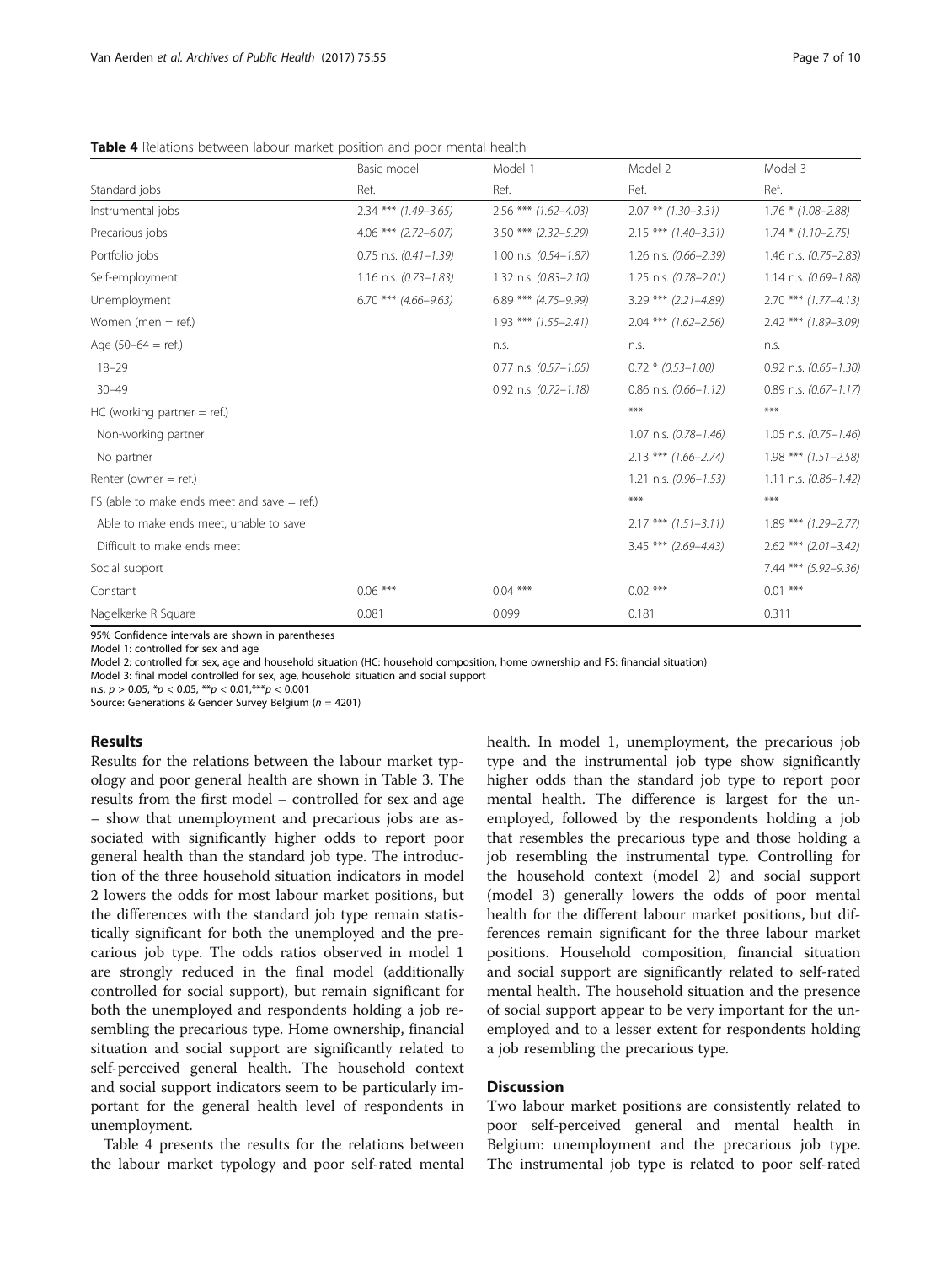**Table 4** Relations between labour market position and poor mental health

| | Basic model | Model 1 | Model 2 | Model 3 |
|---|---|---|---|---|
| Standard jobs | Ref. | Ref. | Ref. | Ref. |
| Instrumental jobs | 2.34 *** *(1.49–3.65)* | 2.56 *** *(1.62–4.03)* | 2.07 ** *(1.30–3.31)* | 1.76 * *(1.08–2.88)* |
| Precarious jobs | 4.06 *** *(2.72–6.07)* | 3.50 *** *(2.32–5.29)* | 2.15 *** *(1.40–3.31)* | 1.74 * *(1.10–2.75)* |
| Portfolio jobs | 0.75 n.s. *(0.41–1.39)* | 1.00 n.s. *(0.54–1.87)* | 1.26 n.s. *(0.66–2.39)* | 1.46 n.s. *(0.75–2.83)* |
| Self-employment | 1.16 n.s. *(0.73–1.83)* | 1.32 n.s. *(0.83–2.10)* | 1.25 n.s. *(0.78–2.01)* | 1.14 n.s. *(0.69–1.88)* |
| Unemployment | 6.70 *** *(4.66–9.63)* | 6.89 *** *(4.75–9.99)* | 3.29 *** *(2.21–4.89)* | 2.70 *** *(1.77–4.13)* |
| Women (men = ref.) | | 1.93 *** *(1.55–2.41)* | 2.04 *** *(1.62–2.56)* | 2.42 *** *(1.89–3.09)* |
| Age (50–64 = ref.) | | n.s. | n.s. | n.s. |
| 18–29 | | 0.77 n.s. *(0.57–1.05)* | 0.72 * *(0.53–1.00)* | 0.92 n.s. *(0.65–1.30)* |
| 30–49 | | 0.92 n.s. *(0.72–1.18)* | 0.86 n.s. *(0.66–1.12)* | 0.89 n.s. *(0.67–1.17)* |
| HC (working partner = ref.) | | | *** | *** |
| Non-working partner | | | 1.07 n.s. *(0.78–1.46)* | 1.05 n.s. *(0.75–1.46)* |
| No partner | | | 2.13 *** *(1.66–2.74)* | 1.98 *** *(1.51–2.58)* |
| Renter (owner = ref.) | | | 1.21 n.s. *(0.96–1.53)* | 1.11 n.s. *(0.86–1.42)* |
| FS (able to make ends meet and save = ref.) | | | *** | *** |
| Able to make ends meet, unable to save | | | 2.17 *** *(1.51–3.11)* | 1.89 *** *(1.29–2.77)* |
| Difficult to make ends meet | | | 3.45 *** *(2.69–4.43)* | 2.62 *** *(2.01–3.42)* |
| Social support | | | | 7.44 *** *(5.92–9.36)* |
| Constant | 0.06 *** | 0.04 *** | 0.02 *** | 0.01 *** |
| Nagelkerke R Square | 0.081 | 0.099 | 0.181 | 0.311 |

95% Confidence intervals are shown in parentheses
Model 1: controlled for sex and age
Model 2: controlled for sex, age and household situation (HC: household composition, home ownership and FS: financial situation)
Model 3: final model controlled for sex, age, household situation and social support
n.s. $p > 0.05$, *$p < 0.05$, **$p < 0.01$,***$p < 0.001$
Source: Generations & Gender Survey Belgium ($n = 4201$)

## Results

Results for the relations between the labour market typology and poor general health are shown in Table 3. The results from the first model – controlled for sex and age – show that unemployment and precarious jobs are associated with significantly higher odds to report poor general health than the standard job type. The introduction of the three household situation indicators in model 2 lowers the odds for most labour market positions, but the differences with the standard job type remain statistically significant for both the unemployed and the precarious job type. The odds ratios observed in model 1 are strongly reduced in the final model (additionally controlled for social support), but remain significant for both the unemployed and respondents holding a job resembling the precarious type. Home ownership, financial situation and social support are significantly related to self-perceived general health. The household context and social support indicators seem to be particularly important for the general health level of respondents in unemployment.

Table 4 presents the results for the relations between the labour market typology and poor self-rated mental health. In model 1, unemployment, the precarious job type and the instrumental job type show significantly higher odds than the standard job type to report poor mental health. The difference is largest for the unemployed, followed by the respondents holding a job that resembles the precarious type and those holding a job resembling the instrumental type. Controlling for the household context (model 2) and social support (model 3) generally lowers the odds of poor mental health for the different labour market positions, but differences remain significant for the three labour market positions. Household composition, financial situation and social support are significantly related to self-rated mental health. The household situation and the presence of social support appear to be very important for the unemployed and to a lesser extent for respondents holding a job resembling the precarious type.

## Discussion

Two labour market positions are consistently related to poor self-perceived general and mental health in Belgium: unemployment and the precarious job type. The instrumental job type is related to poor self-rated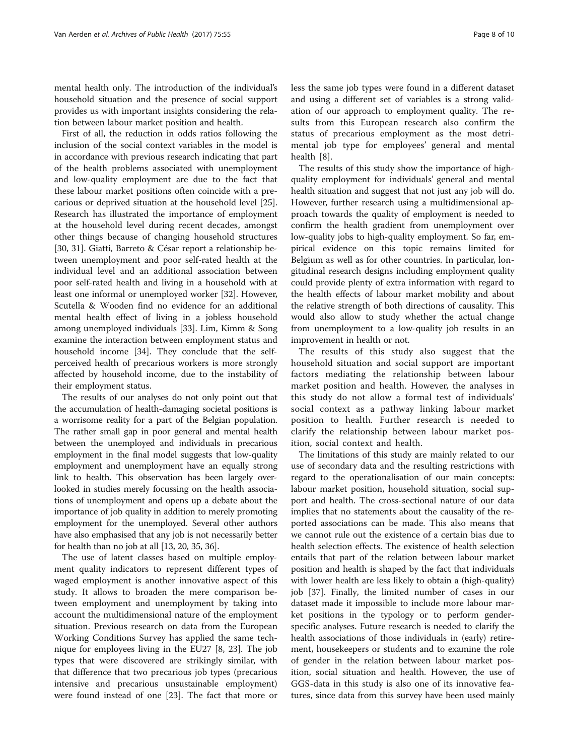mental health only. The introduction of the individual's household situation and the presence of social support provides us with important insights considering the relation between labour market position and health.

First of all, the reduction in odds ratios following the inclusion of the social context variables in the model is in accordance with previous research indicating that part of the health problems associated with unemployment and low-quality employment are due to the fact that these labour market positions often coincide with a precarious or deprived situation at the household level [25]. Research has illustrated the importance of employment at the household level during recent decades, amongst other things because of changing household structures [30, 31]. Giatti, Barreto & César report a relationship between unemployment and poor self-rated health at the individual level and an additional association between poor self-rated health and living in a household with at least one informal or unemployed worker [32]. However, Scutella & Wooden find no evidence for an additional mental health effect of living in a jobless household among unemployed individuals [33]. Lim, Kimm & Song examine the interaction between employment status and household income [34]. They conclude that the self-perceived health of precarious workers is more strongly affected by household income, due to the instability of their employment status.

The results of our analyses do not only point out that the accumulation of health-damaging societal positions is a worrisome reality for a part of the Belgian population. The rather small gap in poor general and mental health between the unemployed and individuals in precarious employment in the final model suggests that low-quality employment and unemployment have an equally strong link to health. This observation has been largely overlooked in studies merely focussing on the health associations of unemployment and opens up a debate about the importance of job quality in addition to merely promoting employment for the unemployed. Several other authors have also emphasised that any job is not necessarily better for health than no job at all [13, 20, 35, 36].

The use of latent classes based on multiple employment quality indicators to represent different types of waged employment is another innovative aspect of this study. It allows to broaden the mere comparison between employment and unemployment by taking into account the multidimensional nature of the employment situation. Previous research on data from the European Working Conditions Survey has applied the same technique for employees living in the EU27 [8, 23]. The job types that were discovered are strikingly similar, with that difference that two precarious job types (precarious intensive and precarious unsustainable employment) were found instead of one [23]. The fact that more or less the same job types were found in a different dataset and using a different set of variables is a strong validation of our approach to employment quality. The results from this European research also confirm the status of precarious employment as the most detrimental job type for employees' general and mental health [8].

The results of this study show the importance of high-quality employment for individuals' general and mental health situation and suggest that not just any job will do. However, further research using a multidimensional approach towards the quality of employment is needed to confirm the health gradient from unemployment over low-quality jobs to high-quality employment. So far, empirical evidence on this topic remains limited for Belgium as well as for other countries. In particular, longitudinal research designs including employment quality could provide plenty of extra information with regard to the health effects of labour market mobility and about the relative strength of both directions of causality. This would also allow to study whether the actual change from unemployment to a low-quality job results in an improvement in health or not.

The results of this study also suggest that the household situation and social support are important factors mediating the relationship between labour market position and health. However, the analyses in this study do not allow a formal test of individuals' social context as a pathway linking labour market position to health. Further research is needed to clarify the relationship between labour market position, social context and health.

The limitations of this study are mainly related to our use of secondary data and the resulting restrictions with regard to the operationalisation of our main concepts: labour market position, household situation, social support and health. The cross-sectional nature of our data implies that no statements about the causality of the reported associations can be made. This also means that we cannot rule out the existence of a certain bias due to health selection effects. The existence of health selection entails that part of the relation between labour market position and health is shaped by the fact that individuals with lower health are less likely to obtain a (high-quality) job [37]. Finally, the limited number of cases in our dataset made it impossible to include more labour market positions in the typology or to perform gender-specific analyses. Future research is needed to clarify the health associations of those individuals in (early) retirement, housekeepers or students and to examine the role of gender in the relation between labour market position, social situation and health. However, the use of GGS-data in this study is also one of its innovative features, since data from this survey have been used mainly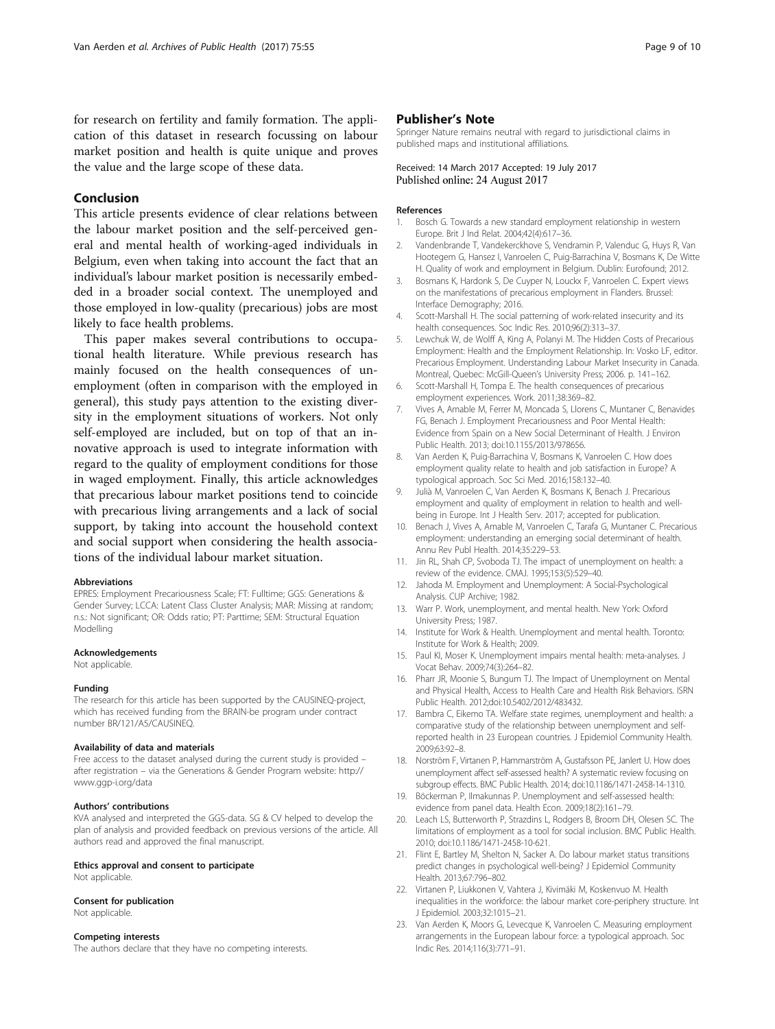for research on fertility and family formation. The application of this dataset in research focussing on labour market position and health is quite unique and proves the value and the large scope of these data.

## Conclusion

This article presents evidence of clear relations between the labour market position and the self-perceived general and mental health of working-aged individuals in Belgium, even when taking into account the fact that an individual's labour market position is necessarily embedded in a broader social context. The unemployed and those employed in low-quality (precarious) jobs are most likely to face health problems.

This paper makes several contributions to occupational health literature. While previous research has mainly focused on the health consequences of unemployment (often in comparison with the employed in general), this study pays attention to the existing diversity in the employment situations of workers. Not only self-employed are included, but on top of that an innovative approach is used to integrate information with regard to the quality of employment conditions for those in waged employment. Finally, this article acknowledges that precarious labour market positions tend to coincide with precarious living arrangements and a lack of social support, by taking into account the household context and social support when considering the health associations of the individual labour market situation.

#### Abbreviations

EPRES: Employment Precariousness Scale; FT: Fulltime; GGS: Generations & Gender Survey; LCCA: Latent Class Cluster Analysis; MAR: Missing at random; n.s.: Not significant; OR: Odds ratio; PT: Parttime; SEM: Structural Equation Modelling

#### Acknowledgements

Not applicable.

#### Funding

The research for this article has been supported by the CAUSINEQ-project, which has received funding from the BRAIN-be program under contract number BR/121/A5/CAUSINEQ.

#### Availability of data and materials

Free access to the dataset analysed during the current study is provided – after registration – via the Generations & Gender Program website: http://www.ggp-i.org/data

#### Authors' contributions

KVA analysed and interpreted the GGS-data. SG & CV helped to develop the plan of analysis and provided feedback on previous versions of the article. All authors read and approved the final manuscript.

#### Ethics approval and consent to participate

Not applicable.

#### Consent for publication

Not applicable.

#### Competing interests

The authors declare that they have no competing interests.

## Publisher's Note

Springer Nature remains neutral with regard to jurisdictional claims in published maps and institutional affiliations.

Received: 14 March 2017 Accepted: 19 July 2017
Published online: 24 August 2017

#### References

1. Bosch G. Towards a new standard employment relationship in western Europe. Brit J Ind Relat. 2004;42(4):617–36.
2. Vandenbrande T, Vandekerckhove S, Vendramin P, Valenduc G, Huys R, Van Hootegem G, Hansez I, Vanroelen C, Puig-Barrachina V, Bosmans K, De Witte H. Quality of work and employment in Belgium. Dublin: Eurofound; 2012.
3. Bosmans K, Hardonk S, De Cuyper N, Louckx F, Vanroelen C. Expert views on the manifestations of precarious employment in Flanders. Brussel: Interface Demography; 2016.
4. Scott-Marshall H. The social patterning of work-related insecurity and its health consequences. Soc Indic Res. 2010;96(2):313–37.
5. Lewchuk W, de Wolff A, King A, Polanyi M. The Hidden Costs of Precarious Employment: Health and the Employment Relationship. In: Vosko LF, editor. Precarious Employment. Understanding Labour Market Insecurity in Canada. Montreal, Quebec: McGill-Queen's University Press; 2006. p. 141–162.
6. Scott-Marshall H, Tompa E. The health consequences of precarious employment experiences. Work. 2011;38:369–82.
7. Vives A, Amable M, Ferrer M, Moncada S, Llorens C, Muntaner C, Benavides FG, Benach J. Employment Precariousness and Poor Mental Health: Evidence from Spain on a New Social Determinant of Health. J Environ Public Health. 2013; doi:10.1155/2013/978656.
8. Van Aerden K, Puig-Barrachina V, Bosmans K, Vanroelen C. How does employment quality relate to health and job satisfaction in Europe? A typological approach. Soc Sci Med. 2016;158:132–40.
9. Julià M, Vanroelen C, Van Aerden K, Bosmans K, Benach J. Precarious employment and quality of employment in relation to health and well-being in Europe. Int J Health Serv. 2017; accepted for publication.
10. Benach J, Vives A, Amable M, Vanroelen C, Tarafa G, Muntaner C. Precarious employment: understanding an emerging social determinant of health. Annu Rev Publ Health. 2014;35:229–53.
11. Jin RL, Shah CP, Svoboda TJ. The impact of unemployment on health: a review of the evidence. CMAJ. 1995;153(5):529–40.
12. Jahoda M. Employment and Unemployment: A Social-Psychological Analysis. CUP Archive; 1982.
13. Warr P. Work, unemployment, and mental health. New York: Oxford University Press; 1987.
14. Institute for Work & Health. Unemployment and mental health. Toronto: Institute for Work & Health; 2009.
15. Paul KI, Moser K. Unemployment impairs mental health: meta-analyses. J Vocat Behav. 2009;74(3):264–82.
16. Pharr JR, Moonie S, Bungum TJ. The Impact of Unemployment on Mental and Physical Health, Access to Health Care and Health Risk Behaviors. ISRN Public Health. 2012;doi:10.5402/2012/483432.
17. Bambra C, Eikemo TA. Welfare state regimes, unemployment and health: a comparative study of the relationship between unemployment and self-reported health in 23 European countries. J Epidemiol Community Health. 2009;63:92–8.
18. Norström F, Virtanen P, Hammarström A, Gustafsson PE, Janlert U. How does unemployment affect self-assessed health? A systematic review focusing on subgroup effects. BMC Public Health. 2014; doi:10.1186/1471-2458-14-1310.
19. Böckerman P, Ilmakunnas P. Unemployment and self-assessed health: evidence from panel data. Health Econ. 2009;18(2):161–79.
20. Leach LS, Butterworth P, Strazdins L, Rodgers B, Broom DH, Olesen SC. The limitations of employment as a tool for social inclusion. BMC Public Health. 2010; doi:10.1186/1471-2458-10-621.
21. Flint E, Bartley M, Shelton N, Sacker A. Do labour market status transitions predict changes in psychological well-being? J Epidemiol Community Health. 2013;67:796–802.
22. Virtanen P, Liukkonen V, Vahtera J, Kivimäki M, Koskenvuo M. Health inequalities in the workforce: the labour market core-periphery structure. Int J Epidemiol. 2003;32:1015–21.
23. Van Aerden K, Moors G, Levecque K, Vanroelen C. Measuring employment arrangements in the European labour force: a typological approach. Soc Indic Res. 2014;116(3):771–91.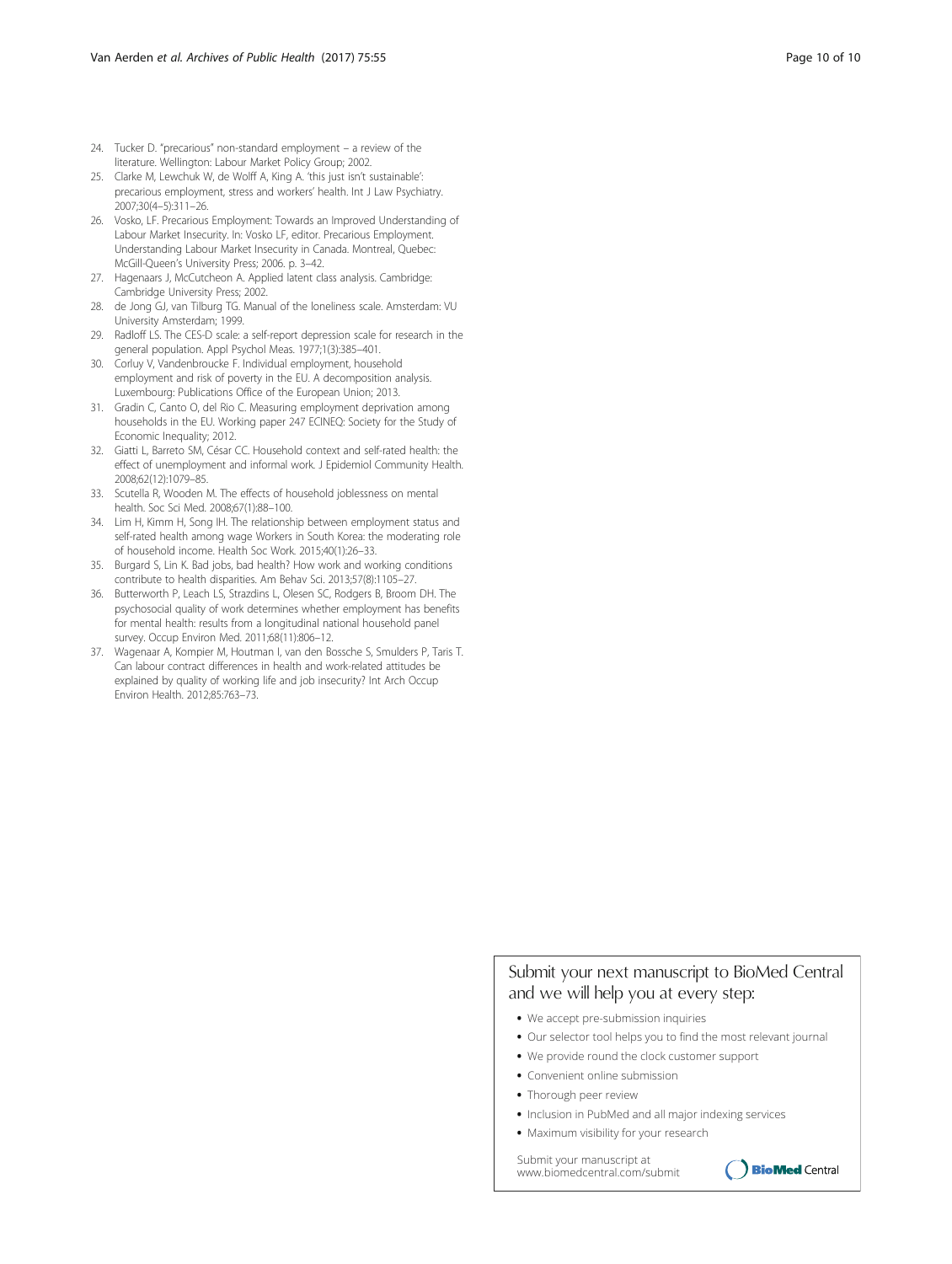24. Tucker D. "precarious" non-standard employment – a review of the literature. Wellington: Labour Market Policy Group; 2002.
25. Clarke M, Lewchuk W, de Wolff A, King A. 'this just isn't sustainable': precarious employment, stress and workers' health. Int J Law Psychiatry. 2007;30(4–5):311–26.
26. Vosko, LF. Precarious Employment: Towards an Improved Understanding of Labour Market Insecurity. In: Vosko LF, editor. Precarious Employment. Understanding Labour Market Insecurity in Canada. Montreal, Quebec: McGill-Queen's University Press; 2006. p. 3–42.
27. Hagenaars J, McCutcheon A. Applied latent class analysis. Cambridge: Cambridge University Press; 2002.
28. de Jong GJ, van Tilburg TG. Manual of the loneliness scale. Amsterdam: VU University Amsterdam; 1999.
29. Radloff LS. The CES-D scale: a self-report depression scale for research in the general population. Appl Psychol Meas. 1977;1(3):385–401.
30. Corluy V, Vandenbroucke F. Individual employment, household employment and risk of poverty in the EU. A decomposition analysis. Luxembourg: Publications Office of the European Union; 2013.
31. Gradin C, Canto O, del Rio C. Measuring employment deprivation among households in the EU. Working paper 247 ECINEQ: Society for the Study of Economic Inequality; 2012.
32. Giatti L, Barreto SM, César CC. Household context and self-rated health: the effect of unemployment and informal work. J Epidemiol Community Health. 2008;62(12):1079–85.
33. Scutella R, Wooden M. The effects of household joblessness on mental health. Soc Sci Med. 2008;67(1):88–100.
34. Lim H, Kimm H, Song IH. The relationship between employment status and self-rated health among wage Workers in South Korea: the moderating role of household income. Health Soc Work. 2015;40(1):26–33.
35. Burgard S, Lin K. Bad jobs, bad health? How work and working conditions contribute to health disparities. Am Behav Sci. 2013;57(8):1105–27.
36. Butterworth P, Leach LS, Strazdins L, Olesen SC, Rodgers B, Broom DH. The psychosocial quality of work determines whether employment has benefits for mental health: results from a longitudinal national household panel survey. Occup Environ Med. 2011;68(11):806–12.
37. Wagenaar A, Kompier M, Houtman I, van den Bossche S, Smulders P, Taris T. Can labour contract differences in health and work-related attitudes be explained by quality of working life and job insecurity? Int Arch Occup Environ Health. 2012;85:763–73.

Submit your next manuscript to BioMed Central and we will help you at every step:

- We accept pre-submission inquiries
- Our selector tool helps you to find the most relevant journal
- We provide round the clock customer support
- Convenient online submission
- Thorough peer review
- Inclusion in PubMed and all major indexing services
- Maximum visibility for your research

Submit your manuscript at
www.biomedcentral.com/submit

BioMed Central